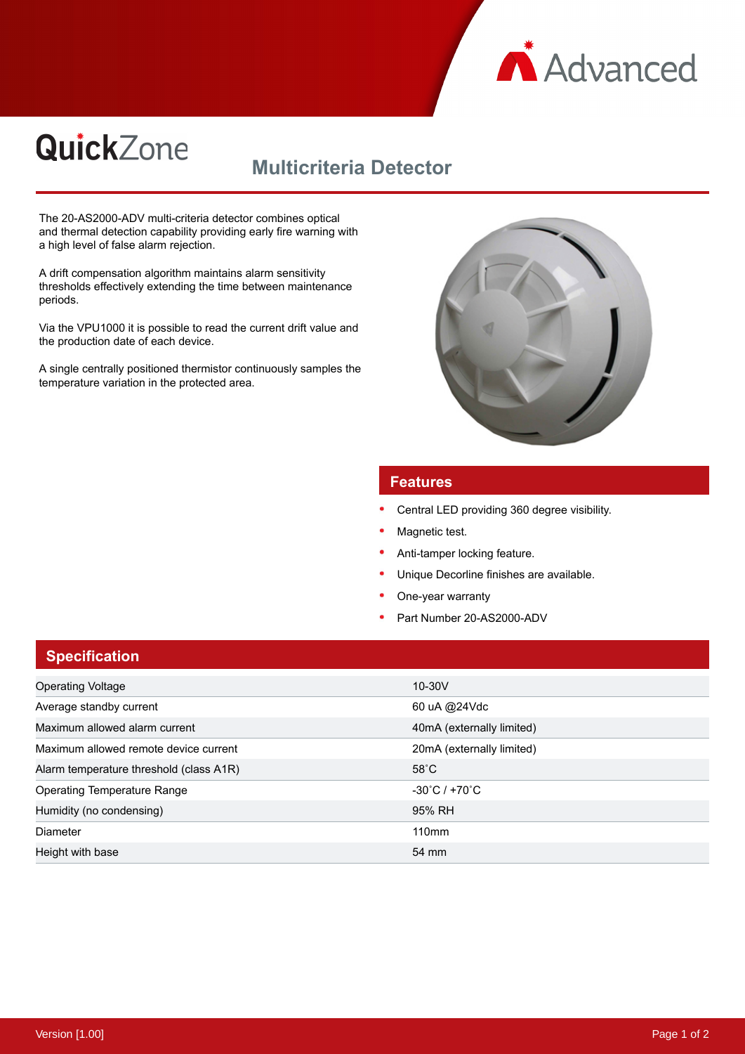# QuickZone

## Multicriteria Detector

The 20-AS2000-ADV multi-criteria detector combines optical and thermal detection capability providing early fire warning with a high level of false alarm rejection.

A drift compensation algorithm maintains alarm sensitivity thresholds effectively extending the time between maintenance periods.

Via the VPU1000 it is possible to read the current drift value and the production date of each device.

A single centrally positioned thermistor continuously samples the temperature variation in the protected area.

## Features

- Central LED providing 360 degree visibility.
- Magnetic test.
- Anti-tamper locking feature.
- Unique Decorline finishes are available.
- One-year warranty
- Part Number 20-AS2000-ADV

## Specification

| | |
|---|---|
| Operating Voltage | 10-30V |
| Average standby current | 60 uA @24Vdc |
| Maximum allowed alarm current | 40mA (externally limited) |
| Maximum allowed remote device current | 20mA (externally limited) |
| Alarm temperature threshold (class A1R) | 58˚C |
| Operating Temperature Range | -30˚C / +70˚C |
| Humidity (no condensing) | 95% RH |
| Diameter | 110mm |
| Height with base | 54 mm |

Version [1.00]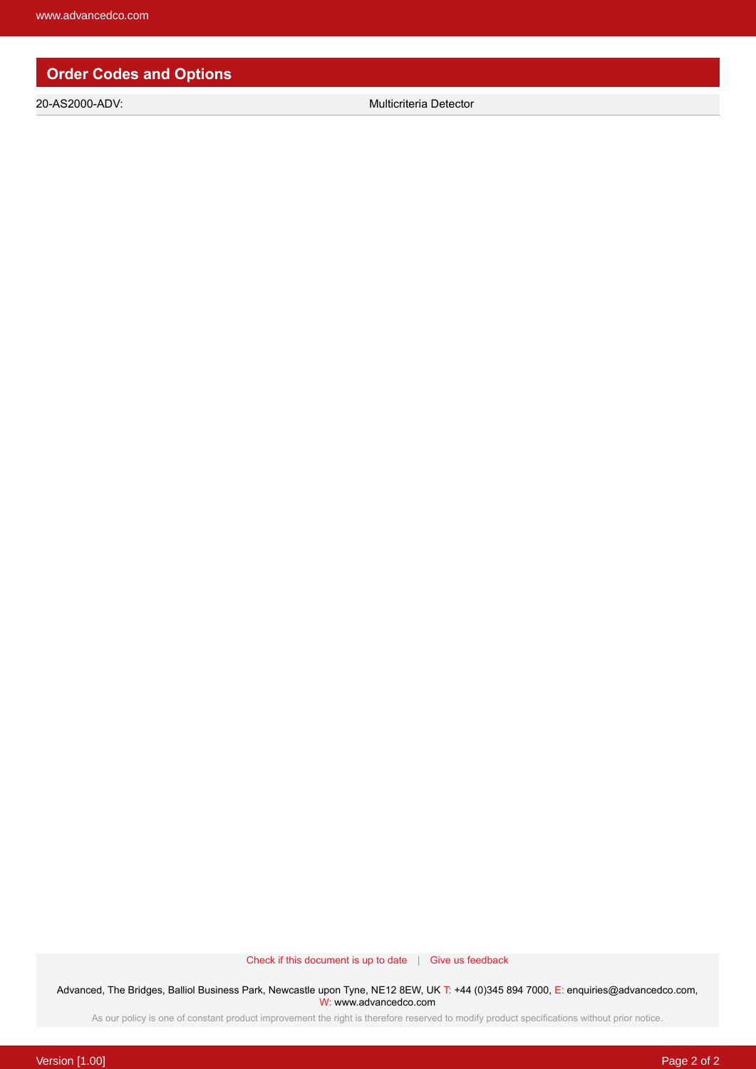## Order Codes and Options

| | |
|---|---|
| 20-AS2000-ADV: | Multicriteria Detector |

Check if this document is up to date | Give us feedback

Advanced, The Bridges, Balliol Business Park, Newcastle upon Tyne, NE12 8EW, UK T: +44 (0)345 894 7000, E: enquiries@advancedco.com, W: www.advancedco.com

As our policy is one of constant product improvement the right is therefore reserved to modify product specifications without prior notice.

Version [1.00]